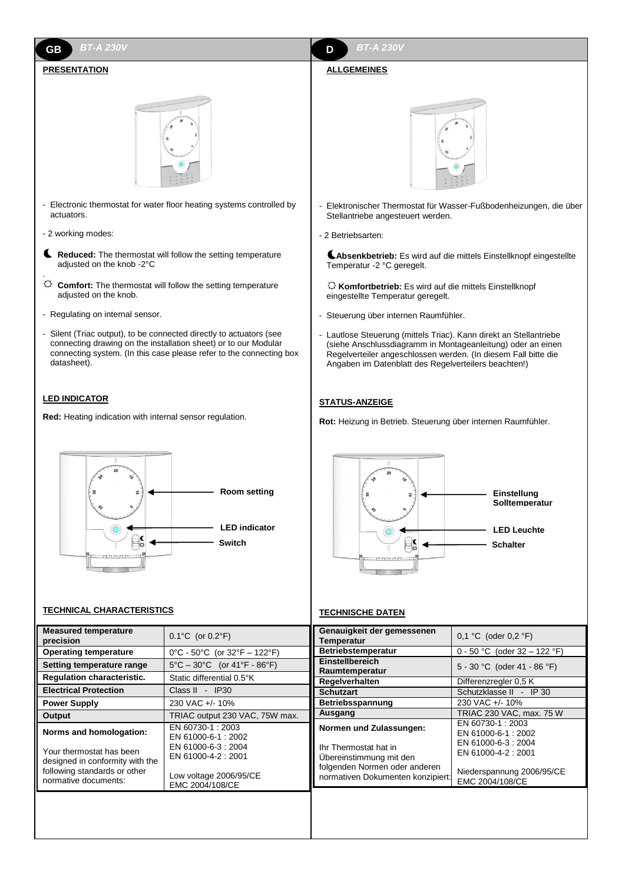## GB BT-A 230V

### PRESENTATION

- Electronic thermostat for water floor heating systems controlled by actuators.
- 2 working modes:

☾ **Reduced:** The thermostat will follow the setting temperature adjusted on the knob -2°C

☼ **Comfort:** The thermostat will follow the setting temperature adjusted on the knob.

- Regulating on internal sensor.
- Silent (Triac output), to be connected directly to actuators (see connecting drawing on the installation sheet) or to our Modular connecting system. (In this case please refer to the connecting box datasheet).

### LED INDICATOR

**Red:** Heating indication with internal sensor regulation.

Room setting

LED indicator

Switch

### TECHNICAL CHARACTERISTICS

| | |
|---|---|
| **Measured temperature precision** | 0.1°C (or 0.2°F) |
| **Operating temperature** | 0°C - 50°C (or 32°F – 122°F) |
| **Setting temperature range** | 5°C – 30°C (or 41°F - 86°F) |
| **Regulation characteristic.** | Static differential 0.5°K |
| **Electrical Protection** | Class II - IP30 |
| **Power Supply** | 230 VAC +/- 10% |
| **Output** | TRIAC output 230 VAC, 75W max. |
| **Norms and homologation:** Your thermostat has been designed in conformity with the following standards or other normative documents: | EN 60730-1 : 2003 EN 61000-6-1 : 2002 EN 61000-6-3 : 2004 EN 61000-4-2 : 2001 Low voltage 2006/95/CE EMC 2004/108/CE |

## D BT-A 230V

### ALLGEMEINES

- Elektronischer Thermostat für Wasser-Fußbodenheizungen, die über Stellantriebe angesteuert werden.
- 2 Betriebsarten:

☾ **Absenkbetrieb:** Es wird auf die mittels Einstellknopf eingestellte Temperatur -2 °C geregelt.

☼ **Komfortbetrieb:** Es wird auf die mittels Einstellknopf eingestellte Temperatur geregelt.

- Steuerung über internen Raumfühler.
- Lautlose Steuerung (mittels Triac). Kann direkt an Stellantriebe (siehe Anschlussdiagramm in Montageanleitung) oder an einen Regelverteiler angeschlossen werden. (In diesem Fall bitte die Angaben im Datenblatt des Regelverteilers beachten!)

### STATUS-ANZEIGE

**Rot:** Heizung in Betrieb. Steuerung über internen Raumfühler.

Einstellung Solltemperatur

LED Leuchte

Schalter

### TECHNISCHE DATEN

| | |
|---|---|
| **Genauigkeit der gemessenen Temperatur** | 0,1 °C (oder 0,2 °F) |
| **Betriebstemperatur** | 0 - 50 °C (oder 32 – 122 °F) |
| **Einstellbereich Raumtemperatur** | 5 - 30 °C (oder 41 - 86 °F) |
| **Regelverhalten** | Differenzregler 0,5 K |
| **Schutzart** | Schutzklasse II - IP 30 |
| **Betriebsspannung** | 230 VAC +/- 10% |
| **Ausgang** | TRIAC 230 VAC, max. 75 W |
| **Normen und Zulassungen:** Ihr Thermostat hat in Übereinstimmung mit den folgenden Normen oder anderen normativen Dokumenten konzipiert: | EN 60730-1 : 2003 EN 61000-6-1 : 2002 EN 61000-6-3 : 2004 EN 61000-4-2 : 2001 Niederspannung 2006/95/CE EMC 2004/108/CE |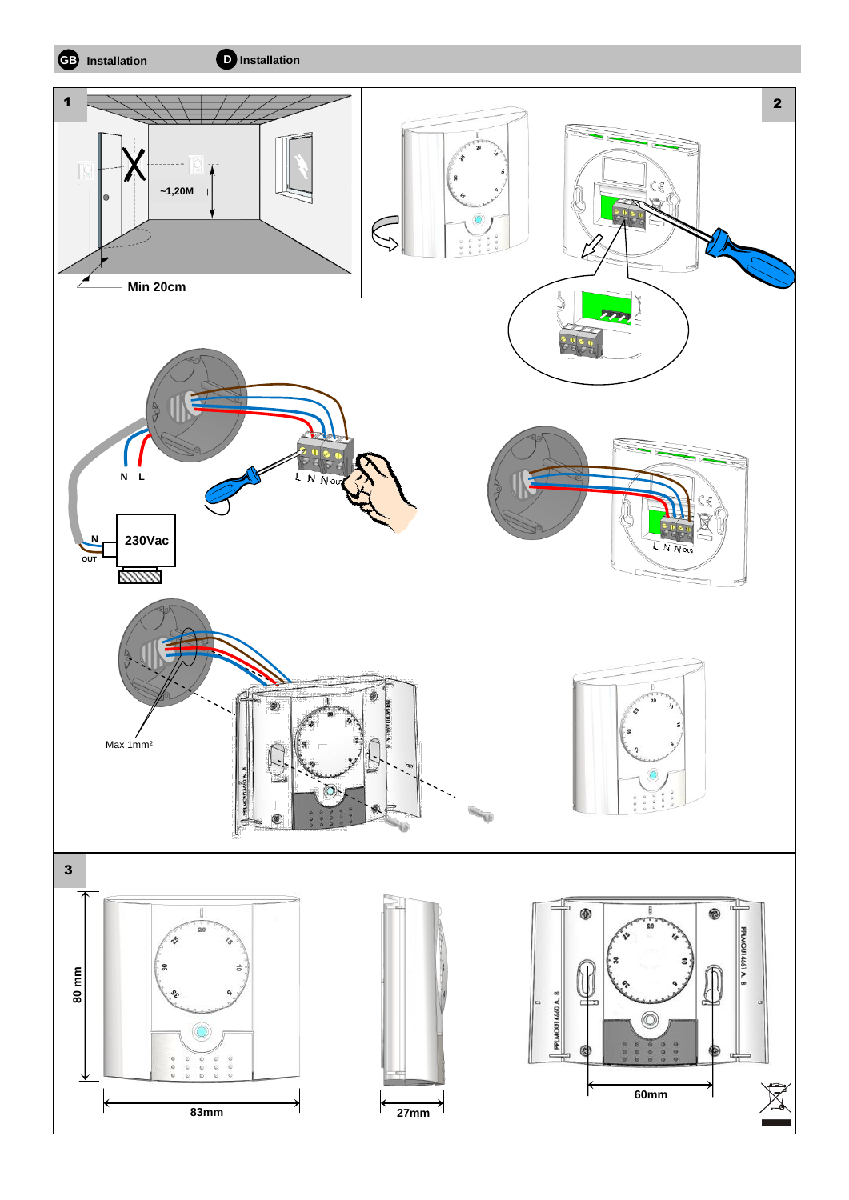GB Installation D Installation

1

~1,20M

Min 20cm

2

N L

L N N OUT

N
OUT

230Vac

L N N OUT

Max 1mm²

3

80 mm

83mm

27mm

60mm